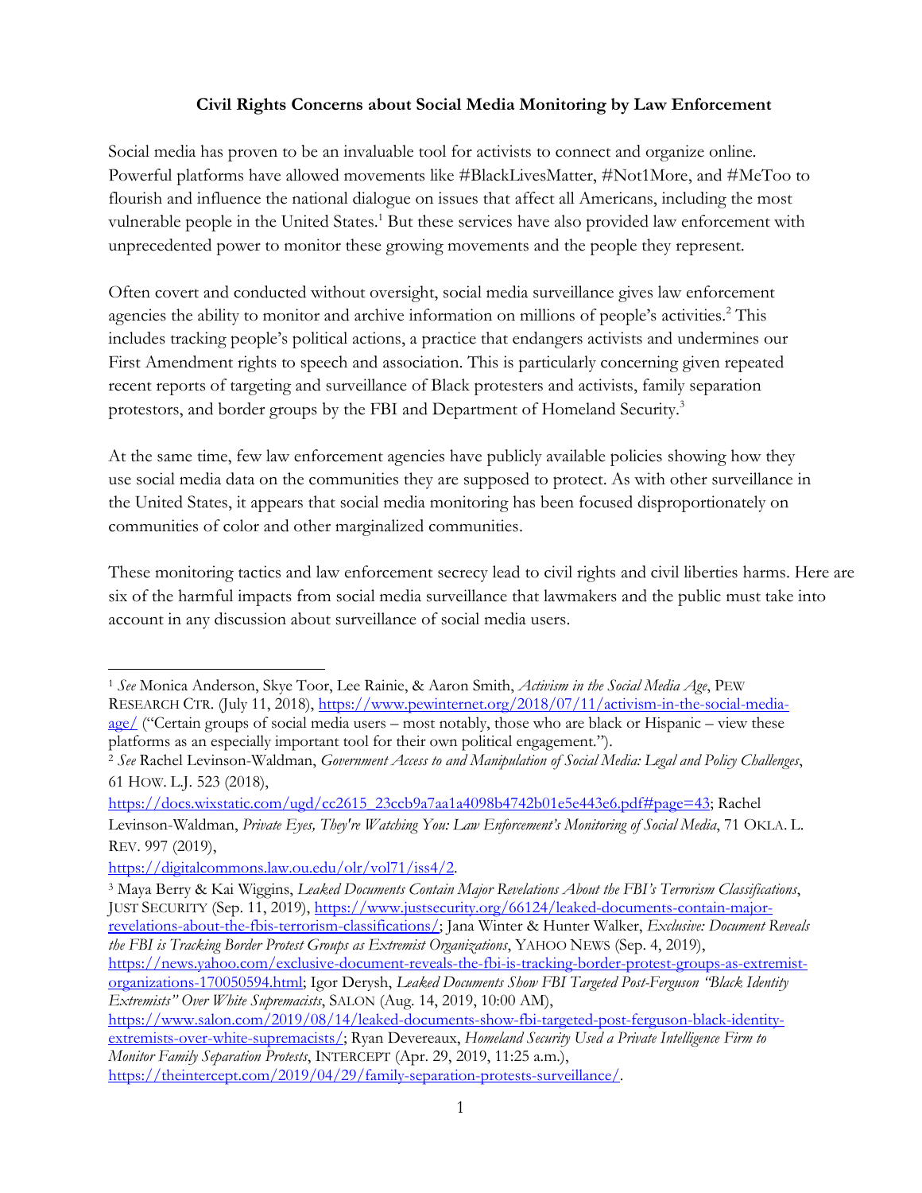## Civil Rights Concerns about Social Media Monitoring by Law Enforcement

Social media has proven to be an invaluable tool for activists to connect and organize online. Powerful platforms have allowed movements like #BlackLivesMatter, #Not1More, and #MeToo to flourish and influence the national dialogue on issues that affect all Americans, including the most vulnerable people in the United States.[1] But these services have also provided law enforcement with unprecedented power to monitor these growing movements and the people they represent.

Often covert and conducted without oversight, social media surveillance gives law enforcement agencies the ability to monitor and archive information on millions of people's activities.[2] This includes tracking people's political actions, a practice that endangers activists and undermines our First Amendment rights to speech and association. This is particularly concerning given repeated recent reports of targeting and surveillance of Black protesters and activists, family separation protestors, and border groups by the FBI and Department of Homeland Security.[3]

At the same time, few law enforcement agencies have publicly available policies showing how they use social media data on the communities they are supposed to protect. As with other surveillance in the United States, it appears that social media monitoring has been focused disproportionately on communities of color and other marginalized communities.

These monitoring tactics and law enforcement secrecy lead to civil rights and civil liberties harms. Here are six of the harmful impacts from social media surveillance that lawmakers and the public must take into account in any discussion about surveillance of social media users.

---

[1] *See* Monica Anderson, Skye Toor, Lee Rainie, & Aaron Smith, *Activism in the Social Media Age*, PEW RESEARCH CTR. (July 11, 2018), https://www.pewinternet.org/2018/07/11/activism-in-the-social-media-age/ ("Certain groups of social media users – most notably, those who are black or Hispanic – view these platforms as an especially important tool for their own political engagement.").

[2] *See* Rachel Levinson-Waldman, *Government Access to and Manipulation of Social Media: Legal and Policy Challenges*, 61 HOW. L.J. 523 (2018), https://docs.wixstatic.com/ugd/cc2615_23ccb9a7aa1a4098b4742b01e5e443e6.pdf#page=43; Rachel Levinson-Waldman, *Private Eyes, They're Watching You: Law Enforcement's Monitoring of Social Media*, 71 OKLA. L. REV. 997 (2019), https://digitalcommons.law.ou.edu/olr/vol71/iss4/2.

[3] Maya Berry & Kai Wiggins, *Leaked Documents Contain Major Revelations About the FBI's Terrorism Classifications*, JUST SECURITY (Sep. 11, 2019), https://www.justsecurity.org/66124/leaked-documents-contain-major-revelations-about-the-fbis-terrorism-classifications/; Jana Winter & Hunter Walker, *Exclusive: Document Reveals the FBI is Tracking Border Protest Groups as Extremist Organizations*, YAHOO NEWS (Sep. 4, 2019), https://news.yahoo.com/exclusive-document-reveals-the-fbi-is-tracking-border-protest-groups-as-extremist-organizations-170050594.html; Igor Derysh, *Leaked Documents Show FBI Targeted Post-Ferguson "Black Identity Extremists" Over White Supremacists*, SALON (Aug. 14, 2019, 10:00 AM), https://www.salon.com/2019/08/14/leaked-documents-show-fbi-targeted-post-ferguson-black-identity-extremists-over-white-supremacists/; Ryan Devereaux, *Homeland Security Used a Private Intelligence Firm to Monitor Family Separation Protests*, INTERCEPT (Apr. 29, 2019, 11:25 a.m.), https://theintercept.com/2019/04/29/family-separation-protests-surveillance/.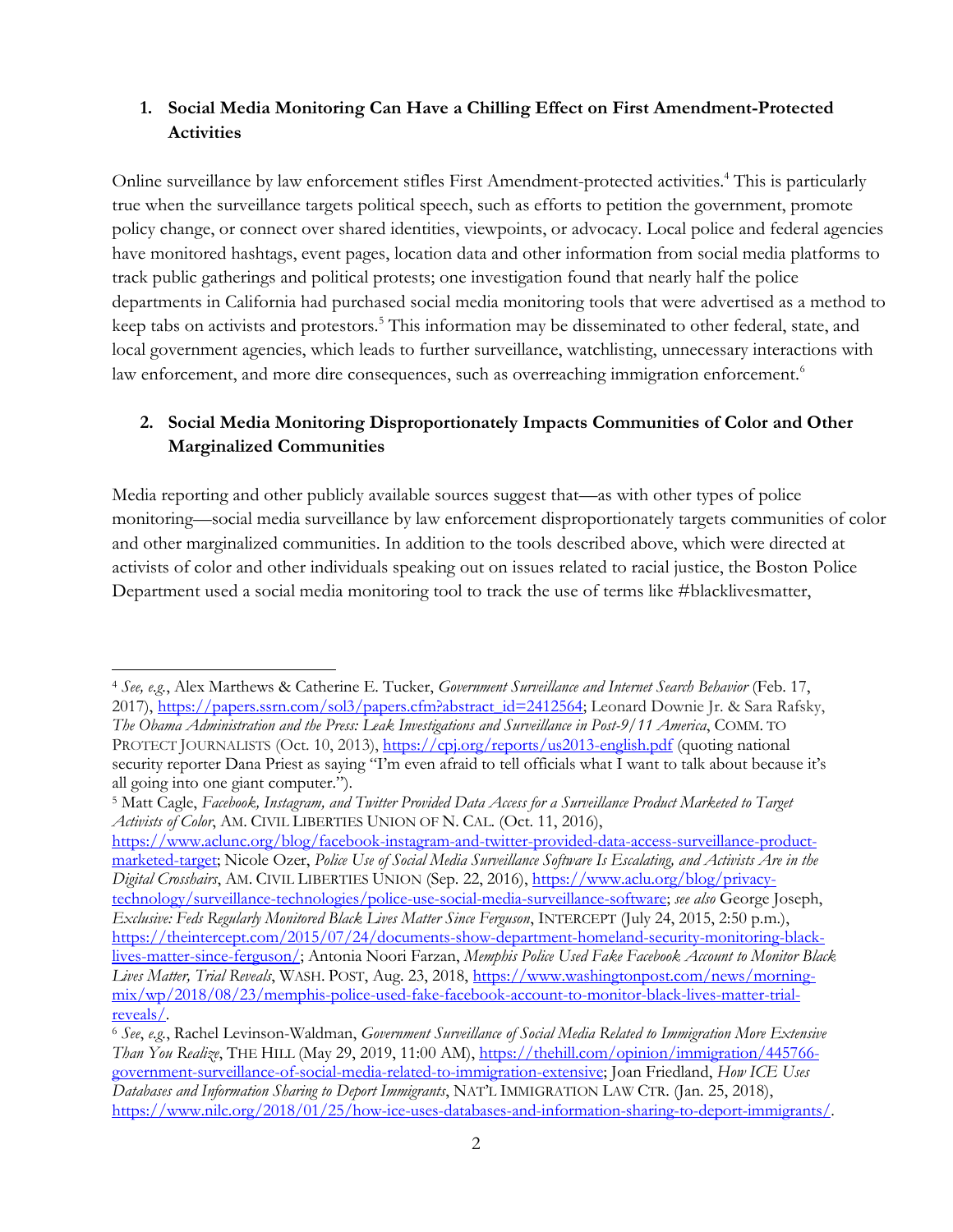### 1. Social Media Monitoring Can Have a Chilling Effect on First Amendment-Protected Activities

Online surveillance by law enforcement stifles First Amendment-protected activities.[4] This is particularly true when the surveillance targets political speech, such as efforts to petition the government, promote policy change, or connect over shared identities, viewpoints, or advocacy. Local police and federal agencies have monitored hashtags, event pages, location data and other information from social media platforms to track public gatherings and political protests; one investigation found that nearly half the police departments in California had purchased social media monitoring tools that were advertised as a method to keep tabs on activists and protestors.[5] This information may be disseminated to other federal, state, and local government agencies, which leads to further surveillance, watchlisting, unnecessary interactions with law enforcement, and more dire consequences, such as overreaching immigration enforcement.[6]

### 2. Social Media Monitoring Disproportionately Impacts Communities of Color and Other Marginalized Communities

Media reporting and other publicly available sources suggest that—as with other types of police monitoring—social media surveillance by law enforcement disproportionately targets communities of color and other marginalized communities. In addition to the tools described above, which were directed at activists of color and other individuals speaking out on issues related to racial justice, the Boston Police Department used a social media monitoring tool to track the use of terms like #blacklivesmatter,

---

[4] *See, e.g.*, Alex Marthews & Catherine E. Tucker, *Government Surveillance and Internet Search Behavior* (Feb. 17, 2017), https://papers.ssrn.com/sol3/papers.cfm?abstract_id=2412564; Leonard Downie Jr. & Sara Rafsky, *The Obama Administration and the Press: Leak Investigations and Surveillance in Post-9/11 America*, COMM. TO PROTECT JOURNALISTS (Oct. 10, 2013), https://cpj.org/reports/us2013-english.pdf (quoting national security reporter Dana Priest as saying "I'm even afraid to tell officials what I want to talk about because it's all going into one giant computer.").

[5] Matt Cagle, *Facebook, Instagram, and Twitter Provided Data Access for a Surveillance Product Marketed to Target Activists of Color*, AM. CIVIL LIBERTIES UNION OF N. CAL. (Oct. 11, 2016), https://www.aclunc.org/blog/facebook-instagram-and-twitter-provided-data-access-surveillance-product-marketed-target; Nicole Ozer, *Police Use of Social Media Surveillance Software Is Escalating, and Activists Are in the Digital Crosshairs*, AM. CIVIL LIBERTIES UNION (Sep. 22, 2016), https://www.aclu.org/blog/privacy-technology/surveillance-technologies/police-use-social-media-surveillance-software; *see also* George Joseph, *Exclusive: Feds Regularly Monitored Black Lives Matter Since Ferguson*, INTERCEPT (July 24, 2015, 2:50 p.m.), https://theintercept.com/2015/07/24/documents-show-department-homeland-security-monitoring-black-lives-matter-since-ferguson/; Antonia Noori Farzan, *Memphis Police Used Fake Facebook Account to Monitor Black Lives Matter, Trial Reveals*, WASH. POST, Aug. 23, 2018, https://www.washingtonpost.com/news/morning-mix/wp/2018/08/23/memphis-police-used-fake-facebook-account-to-monitor-black-lives-matter-trial-reveals/.

[6] *See*, *e.g.*, Rachel Levinson-Waldman, *Government Surveillance of Social Media Related to Immigration More Extensive Than You Realize*, THE HILL (May 29, 2019, 11:00 AM), https://thehill.com/opinion/immigration/445766-government-surveillance-of-social-media-related-to-immigration-extensive; Joan Friedland, *How ICE Uses Databases and Information Sharing to Deport Immigrants*, NAT'L IMMIGRATION LAW CTR. (Jan. 25, 2018), https://www.nilc.org/2018/01/25/how-ice-uses-databases-and-information-sharing-to-deport-immigrants/.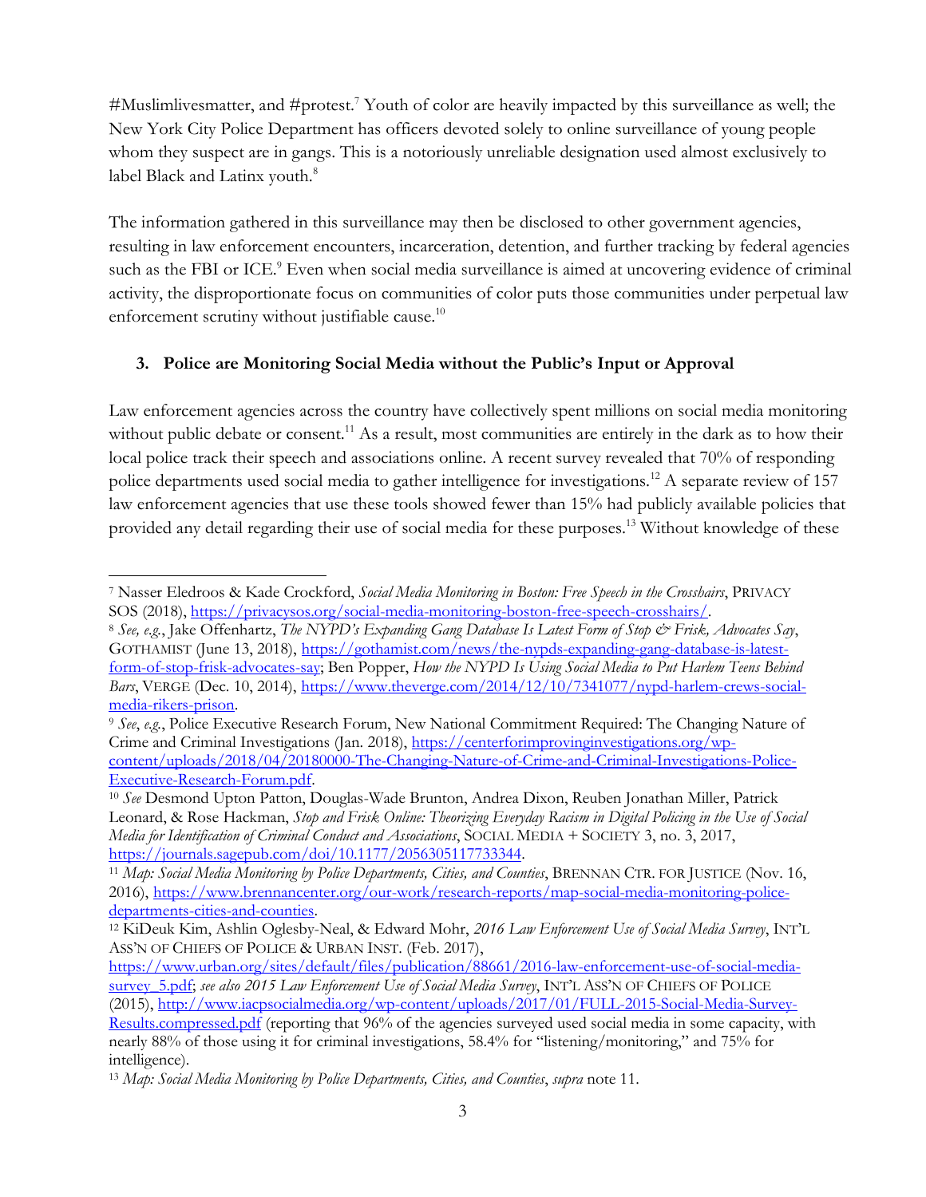#Muslimlivesmatter, and #protest.[7] Youth of color are heavily impacted by this surveillance as well; the New York City Police Department has officers devoted solely to online surveillance of young people whom they suspect are in gangs. This is a notoriously unreliable designation used almost exclusively to label Black and Latinx youth.[8]

The information gathered in this surveillance may then be disclosed to other government agencies, resulting in law enforcement encounters, incarceration, detention, and further tracking by federal agencies such as the FBI or ICE.[9] Even when social media surveillance is aimed at uncovering evidence of criminal activity, the disproportionate focus on communities of color puts those communities under perpetual law enforcement scrutiny without justifiable cause.[10]

### 3. Police are Monitoring Social Media without the Public's Input or Approval

Law enforcement agencies across the country have collectively spent millions on social media monitoring without public debate or consent.[11] As a result, most communities are entirely in the dark as to how their local police track their speech and associations online. A recent survey revealed that 70% of responding police departments used social media to gather intelligence for investigations.[12] A separate review of 157 law enforcement agencies that use these tools showed fewer than 15% had publicly available policies that provided any detail regarding their use of social media for these purposes.[13] Without knowledge of these

---

[7] Nasser Eledroos & Kade Crockford, *Social Media Monitoring in Boston: Free Speech in the Crosshairs*, PRIVACY SOS (2018), https://privacysos.org/social-media-monitoring-boston-free-speech-crosshairs/.

[8] *See, e.g.*, Jake Offenhartz, *The NYPD's Expanding Gang Database Is Latest Form of Stop & Frisk, Advocates Say*, GOTHAMIST (June 13, 2018), https://gothamist.com/news/the-nypds-expanding-gang-database-is-latest-form-of-stop-frisk-advocates-say; Ben Popper, *How the NYPD Is Using Social Media to Put Harlem Teens Behind Bars*, VERGE (Dec. 10, 2014), https://www.theverge.com/2014/12/10/7341077/nypd-harlem-crews-social-media-rikers-prison.

[9] *See*, *e.g.*, Police Executive Research Forum, New National Commitment Required: The Changing Nature of Crime and Criminal Investigations (Jan. 2018), https://centerforimprovinginvestigations.org/wp-content/uploads/2018/04/20180000-The-Changing-Nature-of-Crime-and-Criminal-Investigations-Police-Executive-Research-Forum.pdf.

[10] *See* Desmond Upton Patton, Douglas-Wade Brunton, Andrea Dixon, Reuben Jonathan Miller, Patrick Leonard, & Rose Hackman, *Stop and Frisk Online: Theorizing Everyday Racism in Digital Policing in the Use of Social Media for Identification of Criminal Conduct and Associations*, SOCIAL MEDIA + SOCIETY 3, no. 3, 2017, https://journals.sagepub.com/doi/10.1177/2056305117733344.

[11] *Map: Social Media Monitoring by Police Departments, Cities, and Counties*, BRENNAN CTR. FOR JUSTICE (Nov. 16, 2016), https://www.brennancenter.org/our-work/research-reports/map-social-media-monitoring-police-departments-cities-and-counties.

[12] KiDeuk Kim, Ashlin Oglesby-Neal, & Edward Mohr, *2016 Law Enforcement Use of Social Media Survey*, INT'L ASS'N OF CHIEFS OF POLICE & URBAN INST. (Feb. 2017), https://www.urban.org/sites/default/files/publication/88661/2016-law-enforcement-use-of-social-media-survey_5.pdf; *see also 2015 Law Enforcement Use of Social Media Survey*, INT'L ASS'N OF CHIEFS OF POLICE (2015), http://www.iacpsocialmedia.org/wp-content/uploads/2017/01/FULL-2015-Social-Media-Survey-Results.compressed.pdf (reporting that 96% of the agencies surveyed used social media in some capacity, with nearly 88% of those using it for criminal investigations, 58.4% for "listening/monitoring," and 75% for intelligence).

[13] *Map: Social Media Monitoring by Police Departments, Cities, and Counties*, *supra* note 11.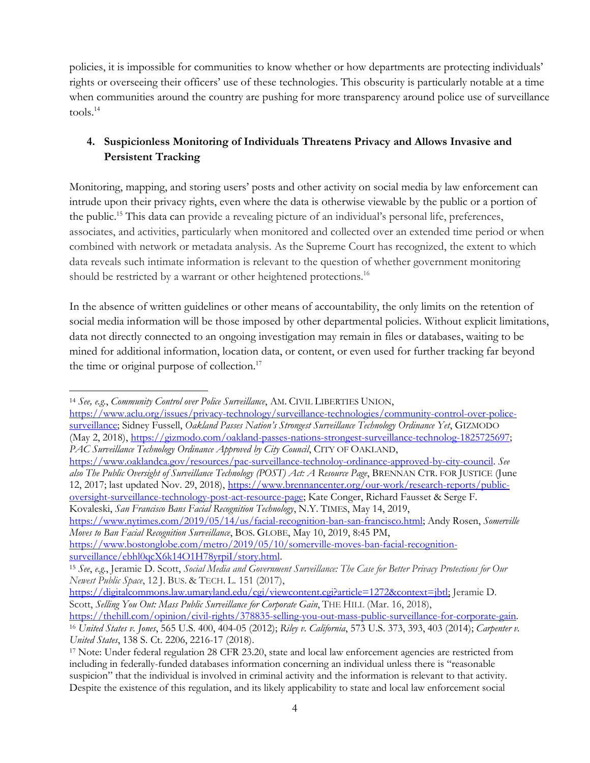policies, it is impossible for communities to know whether or how departments are protecting individuals' rights or overseeing their officers' use of these technologies. This obscurity is particularly notable at a time when communities around the country are pushing for more transparency around police use of surveillance tools.[14]

### 4. Suspicionless Monitoring of Individuals Threatens Privacy and Allows Invasive and Persistent Tracking

Monitoring, mapping, and storing users' posts and other activity on social media by law enforcement can intrude upon their privacy rights, even where the data is otherwise viewable by the public or a portion of the public.[15] This data can provide a revealing picture of an individual's personal life, preferences, associates, and activities, particularly when monitored and collected over an extended time period or when combined with network or metadata analysis. As the Supreme Court has recognized, the extent to which data reveals such intimate information is relevant to the question of whether government monitoring should be restricted by a warrant or other heightened protections.[16]

In the absence of written guidelines or other means of accountability, the only limits on the retention of social media information will be those imposed by other departmental policies. Without explicit limitations, data not directly connected to an ongoing investigation may remain in files or databases, waiting to be mined for additional information, location data, or content, or even used for further tracking far beyond the time or original purpose of collection.[17]

---

[14] *See, e.g.*, *Community Control over Police Surveillance*, AM. CIVIL LIBERTIES UNION, https://www.aclu.org/issues/privacy-technology/surveillance-technologies/community-control-over-police-surveillance; Sidney Fussell, *Oakland Passes Nation's Strongest Surveillance Technology Ordinance Yet*, GIZMODO (May 2, 2018), https://gizmodo.com/oakland-passes-nations-strongest-surveillance-technolog-1825725697; *PAC Surveillance Technology Ordinance Approved by City Council*, CITY OF OAKLAND, https://www.oaklandca.gov/resources/pac-surveillance-technoloy-ordinance-approved-by-city-council. *See also The Public Oversight of Surveillance Technology (POST) Act: A Resource Page*, BRENNAN CTR. FOR JUSTICE (June 12, 2017; last updated Nov. 29, 2018), https://www.brennancenter.org/our-work/research-reports/public-oversight-surveillance-technology-post-act-resource-page; Kate Conger, Richard Fausset & Serge F. Kovaleski, *San Francisco Bans Facial Recognition Technology*, N.Y. TIMES, May 14, 2019, https://www.nytimes.com/2019/05/14/us/facial-recognition-ban-san-francisco.html; Andy Rosen, *Somerville Moves to Ban Facial Recognition Surveillance*, BOS. GLOBE, May 10, 2019, 8:45 PM, https://www.bostonglobe.com/metro/2019/05/10/somerville-moves-ban-facial-recognition-surveillance/ebhl0qcX6k14O1H78yrpiI/story.html.

[15] *See*, *e.g.*, Jeramie D. Scott, *Social Media and Government Surveillance: The Case for Better Privacy Protections for Our Newest Public Space*, 12 J. BUS. & TECH. L. 151 (2017), https://digitalcommons.law.umaryland.edu/cgi/viewcontent.cgi?article=1272&context=jbtl; Jeramie D. Scott, *Selling You Out: Mass Public Surveillance for Corporate Gain*, THE HILL (Mar. 16, 2018), https://thehill.com/opinion/civil-rights/378835-selling-you-out-mass-public-surveillance-for-corporate-gain.

[16] *United States v. Jones*, 565 U.S. 400, 404-05 (2012); *Riley v. California*, 573 U.S. 373, 393, 403 (2014); *Carpenter v. United States*, 138 S. Ct. 2206, 2216-17 (2018).

[17] Note: Under federal regulation 28 CFR 23.20, state and local law enforcement agencies are restricted from including in federally-funded databases information concerning an individual unless there is "reasonable suspicion" that the individual is involved in criminal activity and the information is relevant to that activity. Despite the existence of this regulation, and its likely applicability to state and local law enforcement social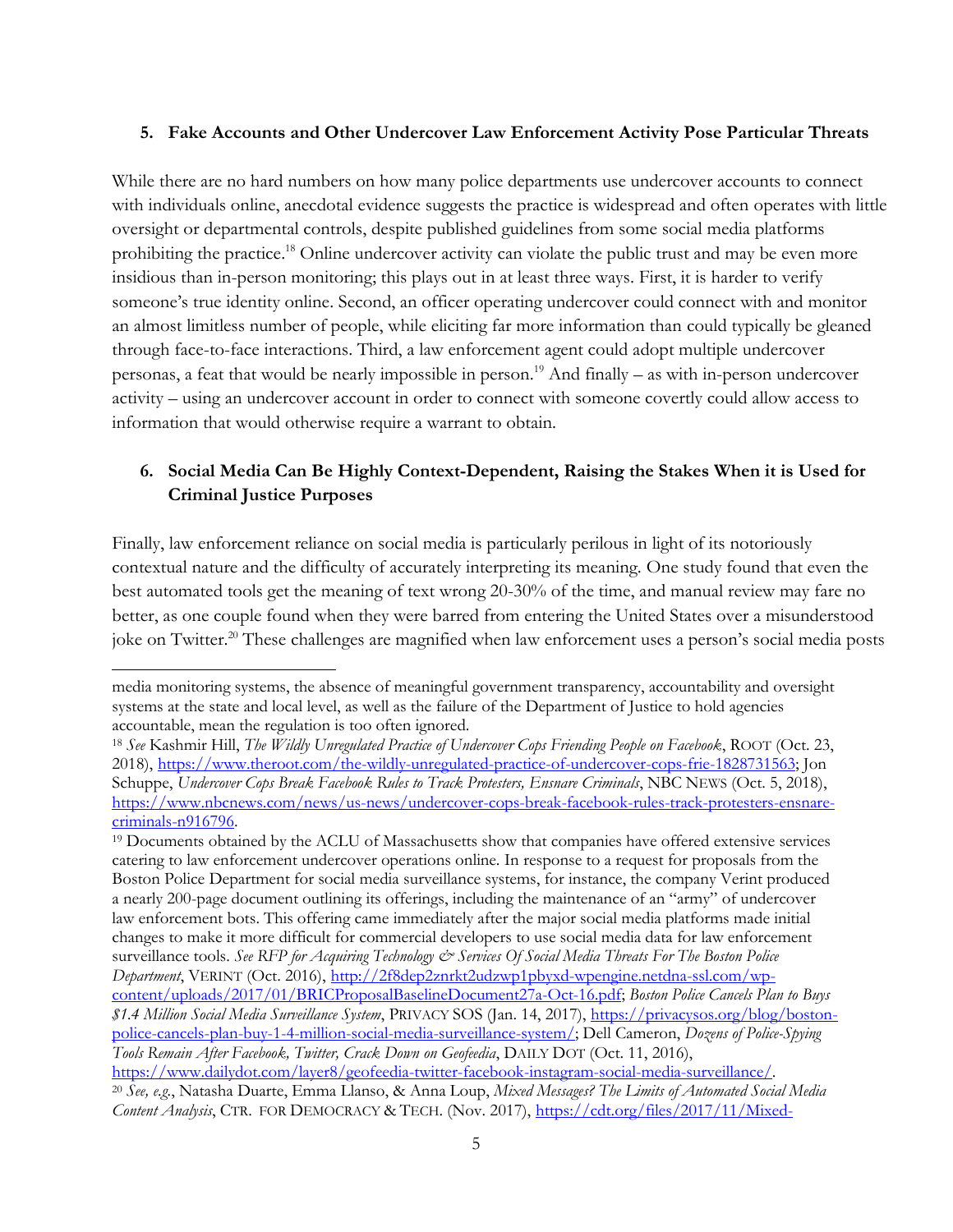**5. Fake Accounts and Other Undercover Law Enforcement Activity Pose Particular Threats**

While there are no hard numbers on how many police departments use undercover accounts to connect with individuals online, anecdotal evidence suggests the practice is widespread and often operates with little oversight or departmental controls, despite published guidelines from some social media platforms prohibiting the practice.[18] Online undercover activity can violate the public trust and may be even more insidious than in-person monitoring; this plays out in at least three ways. First, it is harder to verify someone's true identity online. Second, an officer operating undercover could connect with and monitor an almost limitless number of people, while eliciting far more information than could typically be gleaned through face-to-face interactions. Third, a law enforcement agent could adopt multiple undercover personas, a feat that would be nearly impossible in person.[19] And finally – as with in-person undercover activity – using an undercover account in order to connect with someone covertly could allow access to information that would otherwise require a warrant to obtain.

**6. Social Media Can Be Highly Context-Dependent, Raising the Stakes When it is Used for Criminal Justice Purposes**

Finally, law enforcement reliance on social media is particularly perilous in light of its notoriously contextual nature and the difficulty of accurately interpreting its meaning. One study found that even the best automated tools get the meaning of text wrong 20-30% of the time, and manual review may fare no better, as one couple found when they were barred from entering the United States over a misunderstood joke on Twitter.[20] These challenges are magnified when law enforcement uses a person's social media posts

---

media monitoring systems, the absence of meaningful government transparency, accountability and oversight systems at the state and local level, as well as the failure of the Department of Justice to hold agencies accountable, mean the regulation is too often ignored.

[18] *See* Kashmir Hill, *The Wildly Unregulated Practice of Undercover Cops Friending People on Facebook*, ROOT (Oct. 23, 2018), https://www.theroot.com/the-wildly-unregulated-practice-of-undercover-cops-frie-1828731563; Jon Schuppe, *Undercover Cops Break Facebook Rules to Track Protesters, Ensnare Criminals*, NBC NEWS (Oct. 5, 2018), https://www.nbcnews.com/news/us-news/undercover-cops-break-facebook-rules-track-protesters-ensnare-criminals-n916796.

[19] Documents obtained by the ACLU of Massachusetts show that companies have offered extensive services catering to law enforcement undercover operations online. In response to a request for proposals from the Boston Police Department for social media surveillance systems, for instance, the company Verint produced a nearly 200-page document outlining its offerings, including the maintenance of an "army" of undercover law enforcement bots. This offering came immediately after the major social media platforms made initial changes to make it more difficult for commercial developers to use social media data for law enforcement surveillance tools. *See RFP for Acquiring Technology & Services Of Social Media Threats For The Boston Police Department*, VERINT (Oct. 2016), http://2f8dep2znrkt2udzwp1pbyxd-wpengine.netdna-ssl.com/wp-content/uploads/2017/01/BRICProposalBaselineDocument27a-Oct-16.pdf; *Boston Police Cancels Plan to Buys $1.4 Million Social Media Surveillance System*, PRIVACY SOS (Jan. 14, 2017), https://privacysos.org/blog/boston-police-cancels-plan-buy-1-4-million-social-media-surveillance-system/; Dell Cameron, *Dozens of Police-Spying Tools Remain After Facebook, Twitter, Crack Down on Geofeedia*, DAILY DOT (Oct. 11, 2016), https://www.dailydot.com/layer8/geofeedia-twitter-facebook-instagram-social-media-surveillance/.

[20] *See, e.g.*, Natasha Duarte, Emma Llanso, & Anna Loup, *Mixed Messages? The Limits of Automated Social Media Content Analysis*, CTR. FOR DEMOCRACY & TECH. (Nov. 2017), https://cdt.org/files/2017/11/Mixed-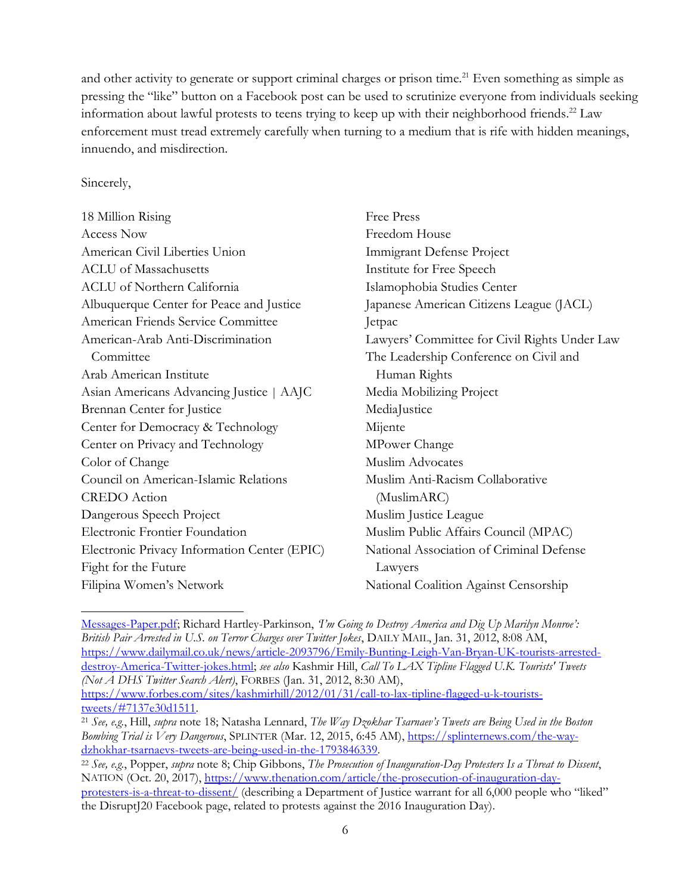and other activity to generate or support criminal charges or prison time.[21] Even something as simple as pressing the "like" button on a Facebook post can be used to scrutinize everyone from individuals seeking information about lawful protests to teens trying to keep up with their neighborhood friends.[22] Law enforcement must tread extremely carefully when turning to a medium that is rife with hidden meanings, innuendo, and misdirection.

Sincerely,

18 Million Rising
Access Now
American Civil Liberties Union
ACLU of Massachusetts
ACLU of Northern California
Albuquerque Center for Peace and Justice
American Friends Service Committee
American-Arab Anti-Discrimination Committee
Arab American Institute
Asian Americans Advancing Justice | AAJC
Brennan Center for Justice
Center for Democracy & Technology
Center on Privacy and Technology
Color of Change
Council on American-Islamic Relations
CREDO Action
Dangerous Speech Project
Electronic Frontier Foundation
Electronic Privacy Information Center (EPIC)
Fight for the Future
Filipina Women's Network
Free Press
Freedom House
Immigrant Defense Project
Institute for Free Speech
Islamophobia Studies Center
Japanese American Citizens League (JACL)
Jetpac
Lawyers' Committee for Civil Rights Under Law
The Leadership Conference on Civil and Human Rights
Media Mobilizing Project
MediaJustice
Mijente
MPower Change
Muslim Advocates
Muslim Anti-Racism Collaborative (MuslimARC)
Muslim Justice League
Muslim Public Affairs Council (MPAC)
National Association of Criminal Defense Lawyers
National Coalition Against Censorship

---

Messages-Paper.pdf; Richard Hartley-Parkinson, *'I'm Going to Destroy America and Dig Up Marilyn Monroe': British Pair Arrested in U.S. on Terror Charges over Twitter Jokes*, DAILY MAIL, Jan. 31, 2012, 8:08 AM, https://www.dailymail.co.uk/news/article-2093796/Emily-Bunting-Leigh-Van-Bryan-UK-tourists-arrested-destroy-America-Twitter-jokes.html; *see also* Kashmir Hill, *Call To LAX Tipline Flagged U.K. Tourists' Tweets (Not A DHS Twitter Search Alert)*, FORBES (Jan. 31, 2012, 8:30 AM), https://www.forbes.com/sites/kashmirhill/2012/01/31/call-to-lax-tipline-flagged-u-k-tourists-tweets/#7137e30d1511.

[21] *See, e.g.*, Hill, *supra* note 18; Natasha Lennard, *The Way Dzokhar Tsarnaev's Tweets are Being Used in the Boston Bombing Trial is Very Dangerous*, SPLINTER (Mar. 12, 2015, 6:45 AM), https://splinternews.com/the-way-dzhokhar-tsarnaevs-tweets-are-being-used-in-the-1793846339.

[22] *See, e.g.*, Popper, *supra* note 8; Chip Gibbons, *The Prosecution of Inauguration-Day Protesters Is a Threat to Dissent*, NATION (Oct. 20, 2017), https://www.thenation.com/article/the-prosecution-of-inauguration-day-protesters-is-a-threat-to-dissent/ (describing a Department of Justice warrant for all 6,000 people who "liked" the DisruptJ20 Facebook page, related to protests against the 2016 Inauguration Day).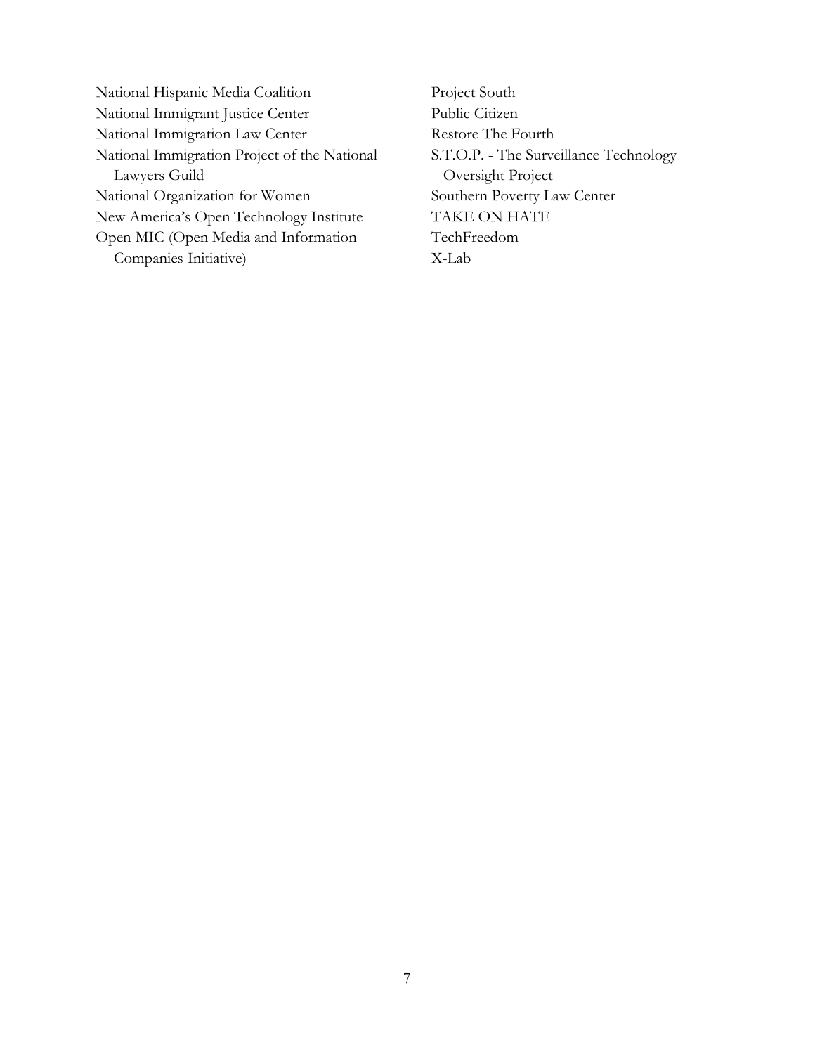National Hispanic Media Coalition
National Immigrant Justice Center
National Immigration Law Center
National Immigration Project of the National Lawyers Guild
National Organization for Women
New America's Open Technology Institute
Open MIC (Open Media and Information Companies Initiative)
Project South
Public Citizen
Restore The Fourth
S.T.O.P. - The Surveillance Technology Oversight Project
Southern Poverty Law Center
TAKE ON HATE
TechFreedom
X-Lab